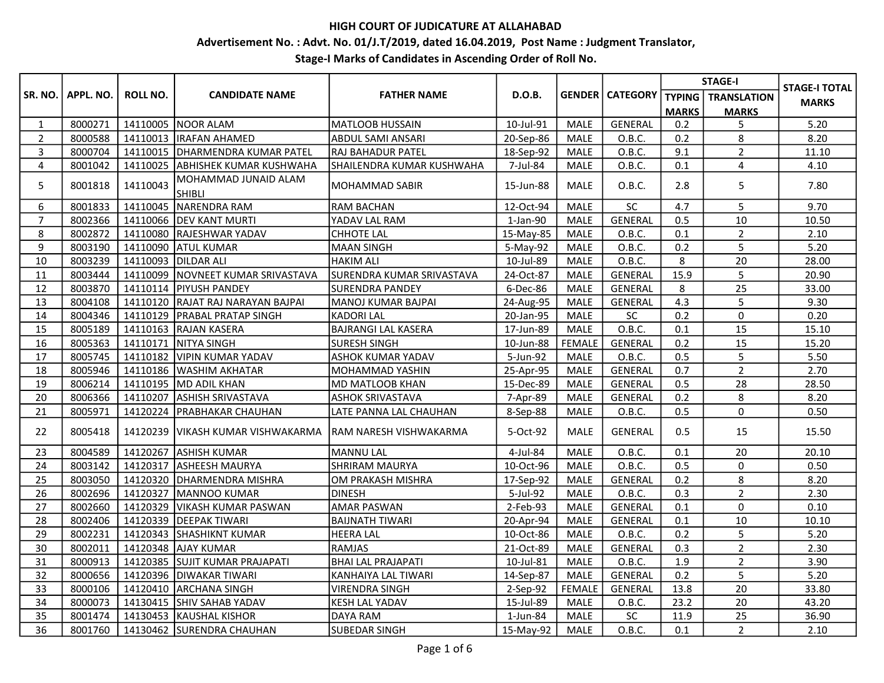**HIGH COURT OF JUDICATURE AT ALLAHABAD**

**Advertisement No. : Advt. No. 01/J.T/2019, dated 16.04.2019, Post Name : Judgment Translator,**

**Stage-I Marks of Candidates in Ascending Order of Roll No.**

| SR. NO. | APPL. NO. | ROLL NO. | CANDIDATE NAME | FATHER NAME | D.O.B. | GENDER | CATEGORY | STAGE-I | | STAGE-I TOTAL MARKS |
|---|---|---|---|---|---|---|---|---|---|---|
| | | | | | | | | TYPING MARKS | TRANSLATION MARKS | |
| 1 | 8000271 | 14110005 | NOOR ALAM | MATLOOB HUSSAIN | 10-Jul-91 | MALE | GENERAL | 0.2 | 5 | 5.20 |
| 2 | 8000588 | 14110013 | IRAFAN AHAMED | ABDUL SAMI ANSARI | 20-Sep-86 | MALE | O.B.C. | 0.2 | 8 | 8.20 |
| 3 | 8000704 | 14110015 | DHARMENDRA KUMAR PATEL | RAJ BAHADUR PATEL | 18-Sep-92 | MALE | O.B.C. | 9.1 | 2 | 11.10 |
| 4 | 8001042 | 14110025 | ABHISHEK KUMAR KUSHWAHA | SHAILENDRA KUMAR KUSHWAHA | 7-Jul-84 | MALE | O.B.C. | 0.1 | 4 | 4.10 |
| 5 | 8001818 | 14110043 | MOHAMMAD JUNAID ALAM SHIBLI | MOHAMMAD SABIR | 15-Jun-88 | MALE | O.B.C. | 2.8 | 5 | 7.80 |
| 6 | 8001833 | 14110045 | NARENDRA RAM | RAM BACHAN | 12-Oct-94 | MALE | SC | 4.7 | 5 | 9.70 |
| 7 | 8002366 | 14110066 | DEV KANT MURTI | YADAV LAL RAM | 1-Jan-90 | MALE | GENERAL | 0.5 | 10 | 10.50 |
| 8 | 8002872 | 14110080 | RAJESHWAR YADAV | CHHOTE LAL | 15-May-85 | MALE | O.B.C. | 0.1 | 2 | 2.10 |
| 9 | 8003190 | 14110090 | ATUL KUMAR | MAAN SINGH | 5-May-92 | MALE | O.B.C. | 0.2 | 5 | 5.20 |
| 10 | 8003239 | 14110093 | DILDAR ALI | HAKIM ALI | 10-Jul-89 | MALE | O.B.C. | 8 | 20 | 28.00 |
| 11 | 8003444 | 14110099 | NOVNEET KUMAR SRIVASTAVA | SURENDRA KUMAR SRIVASTAVA | 24-Oct-87 | MALE | GENERAL | 15.9 | 5 | 20.90 |
| 12 | 8003870 | 14110114 | PIYUSH PANDEY | SURENDRA PANDEY | 6-Dec-86 | MALE | GENERAL | 8 | 25 | 33.00 |
| 13 | 8004108 | 14110120 | RAJAT RAJ NARAYAN BAJPAI | MANOJ KUMAR BAJPAI | 24-Aug-95 | MALE | GENERAL | 4.3 | 5 | 9.30 |
| 14 | 8004346 | 14110129 | PRABAL PRATAP SINGH | KADORI LAL | 20-Jan-95 | MALE | SC | 0.2 | 0 | 0.20 |
| 15 | 8005189 | 14110163 | RAJAN KASERA | BAJRANGI LAL KASERA | 17-Jun-89 | MALE | O.B.C. | 0.1 | 15 | 15.10 |
| 16 | 8005363 | 14110171 | NITYA SINGH | SURESH SINGH | 10-Jun-88 | FEMALE | GENERAL | 0.2 | 15 | 15.20 |
| 17 | 8005745 | 14110182 | VIPIN KUMAR YADAV | ASHOK KUMAR YADAV | 5-Jun-92 | MALE | O.B.C. | 0.5 | 5 | 5.50 |
| 18 | 8005946 | 14110186 | WASHIM AKHATAR | MOHAMMAD YASHIN | 25-Apr-95 | MALE | GENERAL | 0.7 | 2 | 2.70 |
| 19 | 8006214 | 14110195 | MD ADIL KHAN | MD MATLOOB KHAN | 15-Dec-89 | MALE | GENERAL | 0.5 | 28 | 28.50 |
| 20 | 8006366 | 14110207 | ASHISH SRIVASTAVA | ASHOK SRIVASTAVA | 7-Apr-89 | MALE | GENERAL | 0.2 | 8 | 8.20 |
| 21 | 8005971 | 14120224 | PRABHAKAR CHAUHAN | LATE PANNA LAL CHAUHAN | 8-Sep-88 | MALE | O.B.C. | 0.5 | 0 | 0.50 |
| 22 | 8005418 | 14120239 | VIKASH KUMAR VISHWAKARMA | RAM NARESH VISHWAKARMA | 5-Oct-92 | MALE | GENERAL | 0.5 | 15 | 15.50 |
| 23 | 8004589 | 14120267 | ASHISH KUMAR | MANNU LAL | 4-Jul-84 | MALE | O.B.C. | 0.1 | 20 | 20.10 |
| 24 | 8003142 | 14120317 | ASHEESH MAURYA | SHRIRAM MAURYA | 10-Oct-96 | MALE | O.B.C. | 0.5 | 0 | 0.50 |
| 25 | 8003050 | 14120320 | DHARMENDRA MISHRA | OM PRAKASH MISHRA | 17-Sep-92 | MALE | GENERAL | 0.2 | 8 | 8.20 |
| 26 | 8002696 | 14120327 | MANNOO KUMAR | DINESH | 5-Jul-92 | MALE | O.B.C. | 0.3 | 2 | 2.30 |
| 27 | 8002660 | 14120329 | VIKASH KUMAR PASWAN | AMAR PASWAN | 2-Feb-93 | MALE | GENERAL | 0.1 | 0 | 0.10 |
| 28 | 8002406 | 14120339 | DEEPAK TIWARI | BAIJNATH TIWARI | 20-Apr-94 | MALE | GENERAL | 0.1 | 10 | 10.10 |
| 29 | 8002231 | 14120343 | SHASHIKNT KUMAR | HEERA LAL | 10-Oct-86 | MALE | O.B.C. | 0.2 | 5 | 5.20 |
| 30 | 8002011 | 14120348 | AJAY KUMAR | RAMJAS | 21-Oct-89 | MALE | GENERAL | 0.3 | 2 | 2.30 |
| 31 | 8000913 | 14120385 | SUJIT KUMAR PRAJAPATI | BHAI LAL PRAJAPATI | 10-Jul-81 | MALE | O.B.C. | 1.9 | 2 | 3.90 |
| 32 | 8000656 | 14120396 | DIWAKAR TIWARI | KANHAIYA LAL TIWARI | 14-Sep-87 | MALE | GENERAL | 0.2 | 5 | 5.20 |
| 33 | 8000106 | 14120410 | ARCHANA SINGH | VIRENDRA SINGH | 2-Sep-92 | FEMALE | GENERAL | 13.8 | 20 | 33.80 |
| 34 | 8000073 | 14130415 | SHIV SAHAB YADAV | KESH LAL YADAV | 15-Jul-89 | MALE | O.B.C. | 23.2 | 20 | 43.20 |
| 35 | 8001474 | 14130453 | KAUSHAL KISHOR | DAYA RAM | 1-Jun-84 | MALE | SC | 11.9 | 25 | 36.90 |
| 36 | 8001760 | 14130462 | SURENDRA CHAUHAN | SUBEDAR SINGH | 15-May-92 | MALE | O.B.C. | 0.1 | 2 | 2.10 |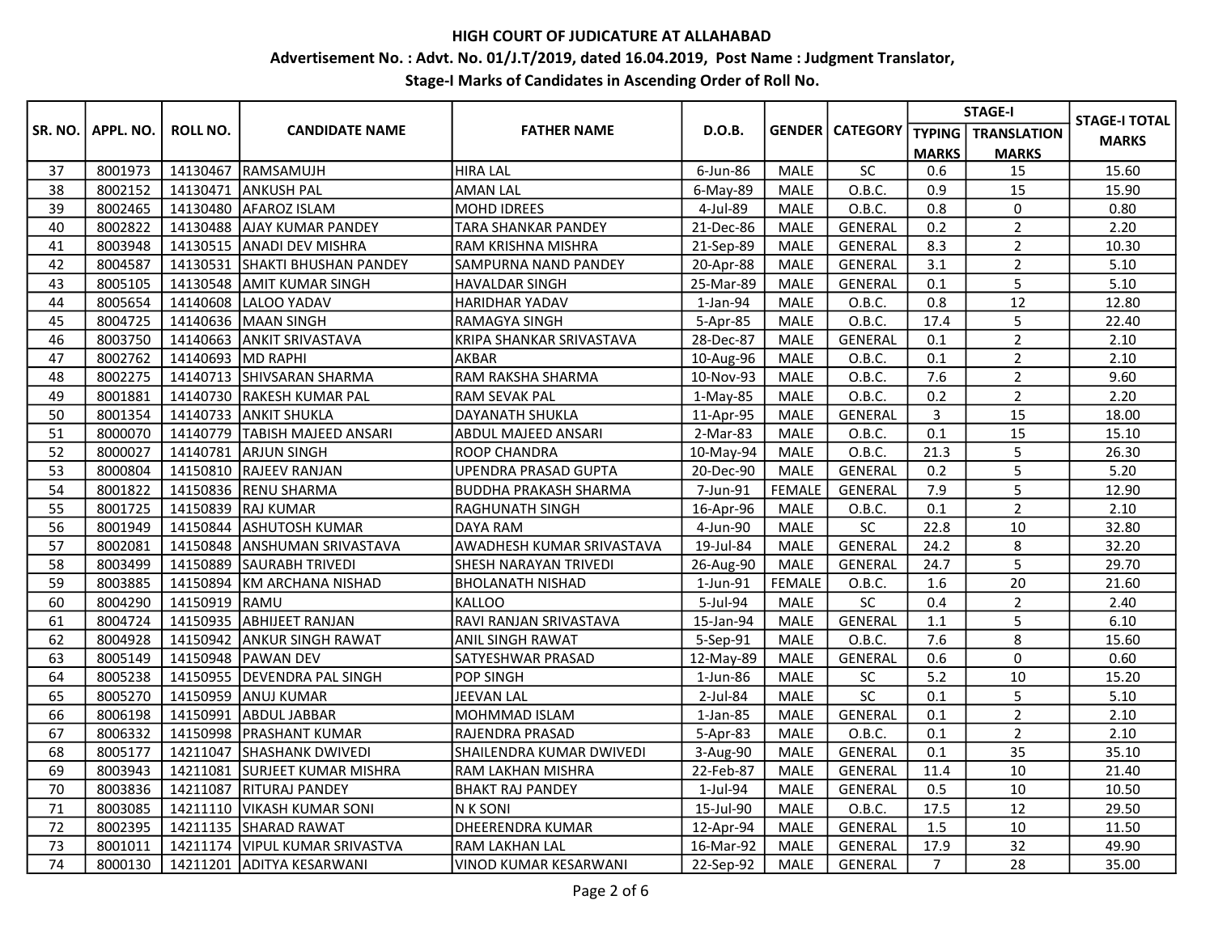## HIGH COURT OF JUDICATURE AT ALLAHABAD

**Advertisement No. : Advt. No. 01/J.T/2019, dated 16.04.2019, Post Name : Judgment Translator,**

**Stage-I Marks of Candidates in Ascending Order of Roll No.**

| SR. NO. | APPL. NO. | ROLL NO. | CANDIDATE NAME | FATHER NAME | D.O.B. | GENDER | CATEGORY | STAGE-I | | STAGE-I TOTAL MARKS |
|---|---|---|---|---|---|---|---|---|---|---|
| | | | | | | | | TYPING MARKS | TRANSLATION MARKS | |
| 37 | 8001973 | 14130467 | RAMSAMUJH | HIRA LAL | 6-Jun-86 | MALE | SC | 0.6 | 15 | 15.60 |
| 38 | 8002152 | 14130471 | ANKUSH PAL | AMAN LAL | 6-May-89 | MALE | O.B.C. | 0.9 | 15 | 15.90 |
| 39 | 8002465 | 14130480 | AFAROZ ISLAM | MOHD IDREES | 4-Jul-89 | MALE | O.B.C. | 0.8 | 0 | 0.80 |
| 40 | 8002822 | 14130488 | AJAY KUMAR PANDEY | TARA SHANKAR PANDEY | 21-Dec-86 | MALE | GENERAL | 0.2 | 2 | 2.20 |
| 41 | 8003948 | 14130515 | ANADI DEV MISHRA | RAM KRISHNA MISHRA | 21-Sep-89 | MALE | GENERAL | 8.3 | 2 | 10.30 |
| 42 | 8004587 | 14130531 | SHAKTI BHUSHAN PANDEY | SAMPURNA NAND PANDEY | 20-Apr-88 | MALE | GENERAL | 3.1 | 2 | 5.10 |
| 43 | 8005105 | 14130548 | AMIT KUMAR SINGH | HAVALDAR SINGH | 25-Mar-89 | MALE | GENERAL | 0.1 | 5 | 5.10 |
| 44 | 8005654 | 14140608 | LALOO YADAV | HARIDHAR YADAV | 1-Jan-94 | MALE | O.B.C. | 0.8 | 12 | 12.80 |
| 45 | 8004725 | 14140636 | MAAN SINGH | RAMAGYA SINGH | 5-Apr-85 | MALE | O.B.C. | 17.4 | 5 | 22.40 |
| 46 | 8003750 | 14140663 | ANKIT SRIVASTAVA | KRIPA SHANKAR SRIVASTAVA | 28-Dec-87 | MALE | GENERAL | 0.1 | 2 | 2.10 |
| 47 | 8002762 | 14140693 | MD RAPHI | AKBAR | 10-Aug-96 | MALE | O.B.C. | 0.1 | 2 | 2.10 |
| 48 | 8002275 | 14140713 | SHIVSARAN SHARMA | RAM RAKSHA SHARMA | 10-Nov-93 | MALE | O.B.C. | 7.6 | 2 | 9.60 |
| 49 | 8001881 | 14140730 | RAKESH KUMAR PAL | RAM SEVAK PAL | 1-May-85 | MALE | O.B.C. | 0.2 | 2 | 2.20 |
| 50 | 8001354 | 14140733 | ANKIT SHUKLA | DAYANATH SHUKLA | 11-Apr-95 | MALE | GENERAL | 3 | 15 | 18.00 |
| 51 | 8000070 | 14140779 | TABISH MAJEED ANSARI | ABDUL MAJEED ANSARI | 2-Mar-83 | MALE | O.B.C. | 0.1 | 15 | 15.10 |
| 52 | 8000027 | 14140781 | ARJUN SINGH | ROOP CHANDRA | 10-May-94 | MALE | O.B.C. | 21.3 | 5 | 26.30 |
| 53 | 8000804 | 14150810 | RAJEEV RANJAN | UPENDRA PRASAD GUPTA | 20-Dec-90 | MALE | GENERAL | 0.2 | 5 | 5.20 |
| 54 | 8001822 | 14150836 | RENU SHARMA | BUDDHA PRAKASH SHARMA | 7-Jun-91 | FEMALE | GENERAL | 7.9 | 5 | 12.90 |
| 55 | 8001725 | 14150839 | RAJ KUMAR | RAGHUNATH SINGH | 16-Apr-96 | MALE | O.B.C. | 0.1 | 2 | 2.10 |
| 56 | 8001949 | 14150844 | ASHUTOSH KUMAR | DAYA RAM | 4-Jun-90 | MALE | SC | 22.8 | 10 | 32.80 |
| 57 | 8002081 | 14150848 | ANSHUMAN SRIVASTAVA | AWADHESH KUMAR SRIVASTAVA | 19-Jul-84 | MALE | GENERAL | 24.2 | 8 | 32.20 |
| 58 | 8003499 | 14150889 | SAURABH TRIVEDI | SHESH NARAYAN TRIVEDI | 26-Aug-90 | MALE | GENERAL | 24.7 | 5 | 29.70 |
| 59 | 8003885 | 14150894 | KM ARCHANA NISHAD | BHOLANATH NISHAD | 1-Jun-91 | FEMALE | O.B.C. | 1.6 | 20 | 21.60 |
| 60 | 8004290 | 14150919 | RAMU | KALLOO | 5-Jul-94 | MALE | SC | 0.4 | 2 | 2.40 |
| 61 | 8004724 | 14150935 | ABHIJEET RANJAN | RAVI RANJAN SRIVASTAVA | 15-Jan-94 | MALE | GENERAL | 1.1 | 5 | 6.10 |
| 62 | 8004928 | 14150942 | ANKUR SINGH RAWAT | ANIL SINGH RAWAT | 5-Sep-91 | MALE | O.B.C. | 7.6 | 8 | 15.60 |
| 63 | 8005149 | 14150948 | PAWAN DEV | SATYESHWAR PRASAD | 12-May-89 | MALE | GENERAL | 0.6 | 0 | 0.60 |
| 64 | 8005238 | 14150955 | DEVENDRA PAL SINGH | POP SINGH | 1-Jun-86 | MALE | SC | 5.2 | 10 | 15.20 |
| 65 | 8005270 | 14150959 | ANUJ KUMAR | JEEVAN LAL | 2-Jul-84 | MALE | SC | 0.1 | 5 | 5.10 |
| 66 | 8006198 | 14150991 | ABDUL JABBAR | MOHMMAD ISLAM | 1-Jan-85 | MALE | GENERAL | 0.1 | 2 | 2.10 |
| 67 | 8006332 | 14150998 | PRASHANT KUMAR | RAJENDRA PRASAD | 5-Apr-83 | MALE | O.B.C. | 0.1 | 2 | 2.10 |
| 68 | 8005177 | 14211047 | SHASHANK DWIVEDI | SHAILENDRA KUMAR DWIVEDI | 3-Aug-90 | MALE | GENERAL | 0.1 | 35 | 35.10 |
| 69 | 8003943 | 14211081 | SURJEET KUMAR MISHRA | RAM LAKHAN MISHRA | 22-Feb-87 | MALE | GENERAL | 11.4 | 10 | 21.40 |
| 70 | 8003836 | 14211087 | RITURAJ PANDEY | BHAKT RAJ PANDEY | 1-Jul-94 | MALE | GENERAL | 0.5 | 10 | 10.50 |
| 71 | 8003085 | 14211110 | VIKASH KUMAR SONI | N K SONI | 15-Jul-90 | MALE | O.B.C. | 17.5 | 12 | 29.50 |
| 72 | 8002395 | 14211135 | SHARAD RAWAT | DHEERENDRA KUMAR | 12-Apr-94 | MALE | GENERAL | 1.5 | 10 | 11.50 |
| 73 | 8001011 | 14211174 | VIPUL KUMAR SRIVASTVA | RAM LAKHAN LAL | 16-Mar-92 | MALE | GENERAL | 17.9 | 32 | 49.90 |
| 74 | 8000130 | 14211201 | ADITYA KESARWANI | VINOD KUMAR KESARWANI | 22-Sep-92 | MALE | GENERAL | 7 | 28 | 35.00 |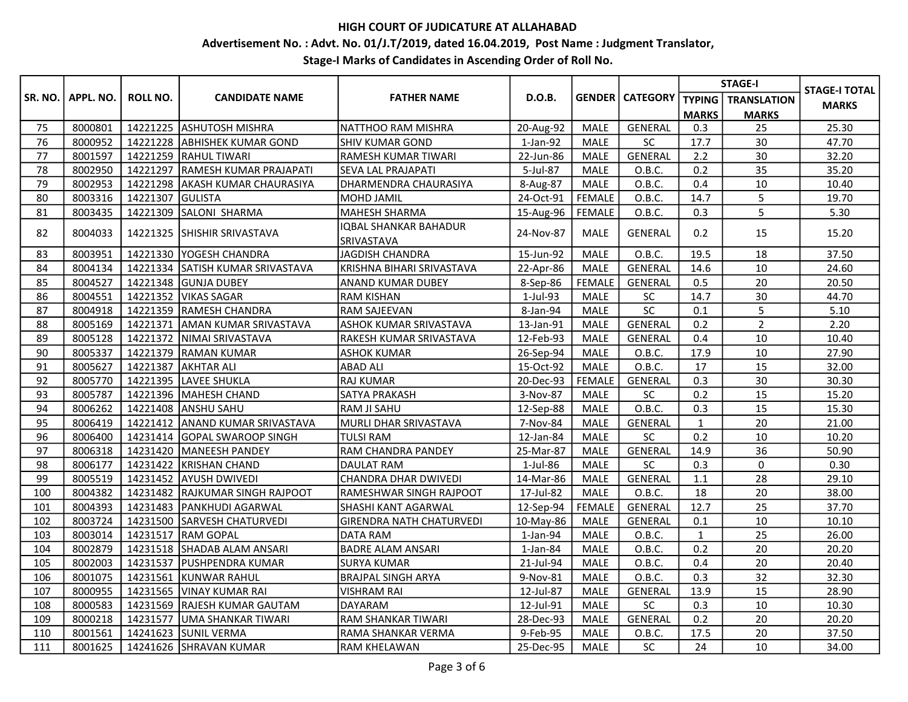**HIGH COURT OF JUDICATURE AT ALLAHABAD**

**Advertisement No. : Advt. No. 01/J.T/2019, dated 16.04.2019, Post Name : Judgment Translator,**

**Stage-I Marks of Candidates in Ascending Order of Roll No.**

| SR. NO. | APPL. NO. | ROLL NO. | CANDIDATE NAME | FATHER NAME | D.O.B. | GENDER | CATEGORY | STAGE-I | | STAGE-I TOTAL MARKS |
|---|---|---|---|---|---|---|---|---|---|---|
| | | | | | | | | TYPING MARKS | TRANSLATION MARKS | |
| 75 | 8000801 | 14221225 | ASHUTOSH MISHRA | NATTHOO RAM MISHRA | 20-Aug-92 | MALE | GENERAL | 0.3 | 25 | 25.30 |
| 76 | 8000952 | 14221228 | ABHISHEK KUMAR GOND | SHIV KUMAR GOND | 1-Jan-92 | MALE | SC | 17.7 | 30 | 47.70 |
| 77 | 8001597 | 14221259 | RAHUL TIWARI | RAMESH KUMAR TIWARI | 22-Jun-86 | MALE | GENERAL | 2.2 | 30 | 32.20 |
| 78 | 8002950 | 14221297 | RAMESH KUMAR PRAJAPATI | SEVA LAL PRAJAPATI | 5-Jul-87 | MALE | O.B.C. | 0.2 | 35 | 35.20 |
| 79 | 8002953 | 14221298 | AKASH KUMAR CHAURASIYA | DHARMENDRA CHAURASIYA | 8-Aug-87 | MALE | O.B.C. | 0.4 | 10 | 10.40 |
| 80 | 8003316 | 14221307 | GULISTA | MOHD JAMIL | 24-Oct-91 | FEMALE | O.B.C. | 14.7 | 5 | 19.70 |
| 81 | 8003435 | 14221309 | SALONI SHARMA | MAHESH SHARMA | 15-Aug-96 | FEMALE | O.B.C. | 0.3 | 5 | 5.30 |
| 82 | 8004033 | 14221325 | SHISHIR SRIVASTAVA | IQBAL SHANKAR BAHADUR SRIVASTAVA | 24-Nov-87 | MALE | GENERAL | 0.2 | 15 | 15.20 |
| 83 | 8003951 | 14221330 | YOGESH CHANDRA | JAGDISH CHANDRA | 15-Jun-92 | MALE | O.B.C. | 19.5 | 18 | 37.50 |
| 84 | 8004134 | 14221334 | SATISH KUMAR SRIVASTAVA | KRISHNA BIHARI SRIVASTAVA | 22-Apr-86 | MALE | GENERAL | 14.6 | 10 | 24.60 |
| 85 | 8004527 | 14221348 | GUNJA DUBEY | ANAND KUMAR DUBEY | 8-Sep-86 | FEMALE | GENERAL | 0.5 | 20 | 20.50 |
| 86 | 8004551 | 14221352 | VIKAS SAGAR | RAM KISHAN | 1-Jul-93 | MALE | SC | 14.7 | 30 | 44.70 |
| 87 | 8004918 | 14221359 | RAMESH CHANDRA | RAM SAJEEVAN | 8-Jan-94 | MALE | SC | 0.1 | 5 | 5.10 |
| 88 | 8005169 | 14221371 | AMAN KUMAR SRIVASTAVA | ASHOK KUMAR SRIVASTAVA | 13-Jan-91 | MALE | GENERAL | 0.2 | 2 | 2.20 |
| 89 | 8005128 | 14221372 | NIMAI SRIVASTAVA | RAKESH KUMAR SRIVASTAVA | 12-Feb-93 | MALE | GENERAL | 0.4 | 10 | 10.40 |
| 90 | 8005337 | 14221379 | RAMAN KUMAR | ASHOK KUMAR | 26-Sep-94 | MALE | O.B.C. | 17.9 | 10 | 27.90 |
| 91 | 8005627 | 14221387 | AKHTAR ALI | ABAD ALI | 15-Oct-92 | MALE | O.B.C. | 17 | 15 | 32.00 |
| 92 | 8005770 | 14221395 | LAVEE SHUKLA | RAJ KUMAR | 20-Dec-93 | FEMALE | GENERAL | 0.3 | 30 | 30.30 |
| 93 | 8005787 | 14221396 | MAHESH CHAND | SATYA PRAKASH | 3-Nov-87 | MALE | SC | 0.2 | 15 | 15.20 |
| 94 | 8006262 | 14221408 | ANSHU SAHU | RAM JI SAHU | 12-Sep-88 | MALE | O.B.C. | 0.3 | 15 | 15.30 |
| 95 | 8006419 | 14221412 | ANAND KUMAR SRIVASTAVA | MURLI DHAR SRIVASTAVA | 7-Nov-84 | MALE | GENERAL | 1 | 20 | 21.00 |
| 96 | 8006400 | 14231414 | GOPAL SWAROOP SINGH | TULSI RAM | 12-Jan-84 | MALE | SC | 0.2 | 10 | 10.20 |
| 97 | 8006318 | 14231420 | MANEESH PANDEY | RAM CHANDRA PANDEY | 25-Mar-87 | MALE | GENERAL | 14.9 | 36 | 50.90 |
| 98 | 8006177 | 14231422 | KRISHAN CHAND | DAULAT RAM | 1-Jul-86 | MALE | SC | 0.3 | 0 | 0.30 |
| 99 | 8005519 | 14231452 | AYUSH DWIVEDI | CHANDRA DHAR DWIVEDI | 14-Mar-86 | MALE | GENERAL | 1.1 | 28 | 29.10 |
| 100 | 8004382 | 14231482 | RAJKUMAR SINGH RAJPOOT | RAMESHWAR SINGH RAJPOOT | 17-Jul-82 | MALE | O.B.C. | 18 | 20 | 38.00 |
| 101 | 8004393 | 14231483 | PANKHUDI AGARWAL | SHASHI KANT AGARWAL | 12-Sep-94 | FEMALE | GENERAL | 12.7 | 25 | 37.70 |
| 102 | 8003724 | 14231500 | SARVESH CHATURVEDI | GIRENDRA NATH CHATURVEDI | 10-May-86 | MALE | GENERAL | 0.1 | 10 | 10.10 |
| 103 | 8003014 | 14231517 | RAM GOPAL | DATA RAM | 1-Jan-94 | MALE | O.B.C. | 1 | 25 | 26.00 |
| 104 | 8002879 | 14231518 | SHADAB ALAM ANSARI | BADRE ALAM ANSARI | 1-Jan-84 | MALE | O.B.C. | 0.2 | 20 | 20.20 |
| 105 | 8002003 | 14231537 | PUSHPENDRA KUMAR | SURYA KUMAR | 21-Jul-94 | MALE | O.B.C. | 0.4 | 20 | 20.40 |
| 106 | 8001075 | 14231561 | KUNWAR RAHUL | BRAJPAL SINGH ARYA | 9-Nov-81 | MALE | O.B.C. | 0.3 | 32 | 32.30 |
| 107 | 8000955 | 14231565 | VINAY KUMAR RAI | VISHRAM RAI | 12-Jul-87 | MALE | GENERAL | 13.9 | 15 | 28.90 |
| 108 | 8000583 | 14231569 | RAJESH KUMAR GAUTAM | DAYARAM | 12-Jul-91 | MALE | SC | 0.3 | 10 | 10.30 |
| 109 | 8000218 | 14231577 | UMA SHANKAR TIWARI | RAM SHANKAR TIWARI | 28-Dec-93 | MALE | GENERAL | 0.2 | 20 | 20.20 |
| 110 | 8001561 | 14241623 | SUNIL VERMA | RAMA SHANKAR VERMA | 9-Feb-95 | MALE | O.B.C. | 17.5 | 20 | 37.50 |
| 111 | 8001625 | 14241626 | SHRAVAN KUMAR | RAM KHELAWAN | 25-Dec-95 | MALE | SC | 24 | 10 | 34.00 |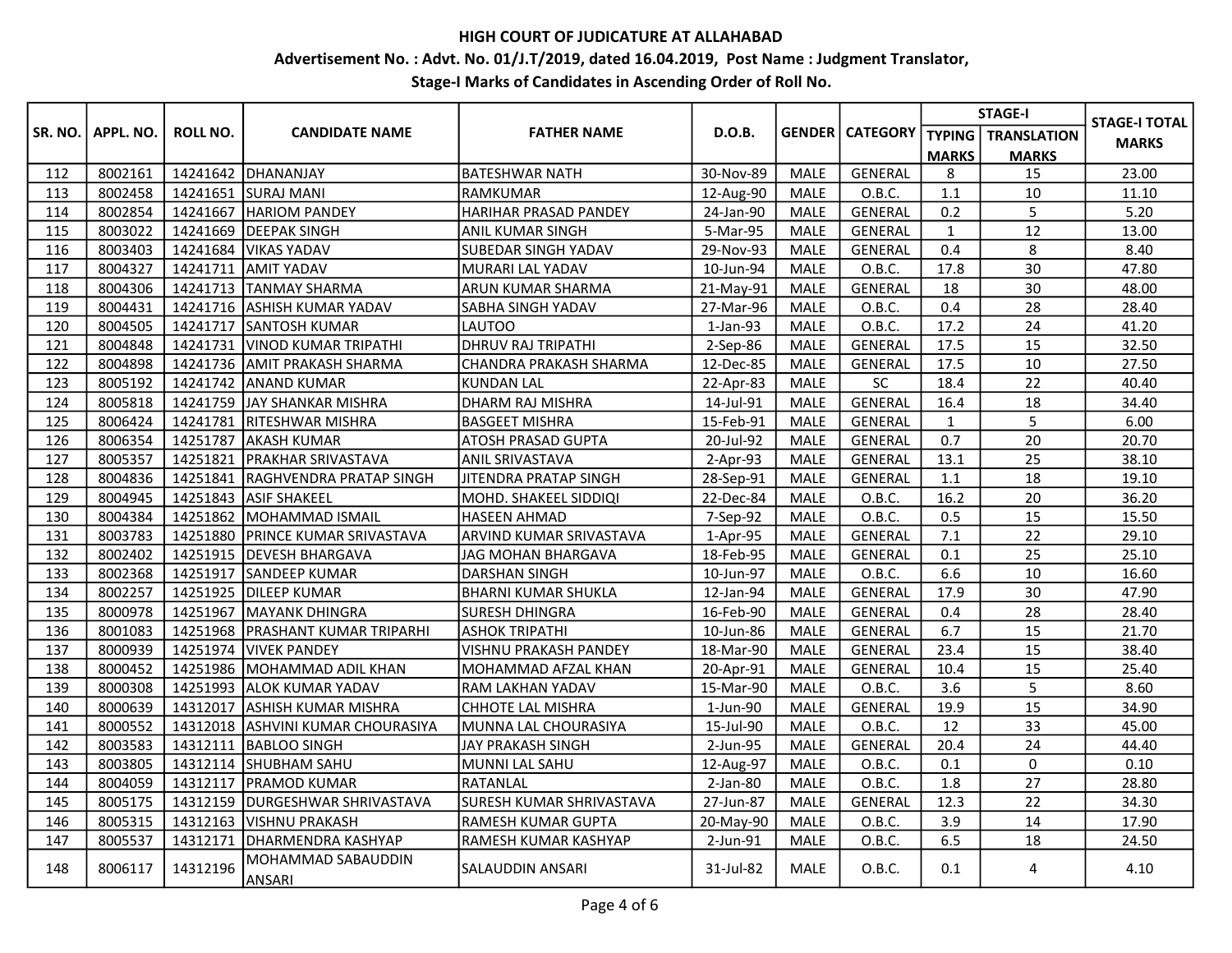**HIGH COURT OF JUDICATURE AT ALLAHABAD**

**Advertisement No. : Advt. No. 01/J.T/2019, dated 16.04.2019, Post Name : Judgment Translator,**

**Stage-I Marks of Candidates in Ascending Order of Roll No.**

| SR. NO. | APPL. NO. | ROLL NO. | CANDIDATE NAME | FATHER NAME | D.O.B. | GENDER | CATEGORY | STAGE-I | | STAGE-I TOTAL MARKS |
|---|---|---|---|---|---|---|---|---|---|---|
| | | | | | | | | TYPING MARKS | TRANSLATION MARKS | |
| 112 | 8002161 | 14241642 | DHANANJAY | BATESHWAR NATH | 30-Nov-89 | MALE | GENERAL | 8 | 15 | 23.00 |
| 113 | 8002458 | 14241651 | SURAJ MANI | RAMKUMAR | 12-Aug-90 | MALE | O.B.C. | 1.1 | 10 | 11.10 |
| 114 | 8002854 | 14241667 | HARIOM PANDEY | HARIHAR PRASAD PANDEY | 24-Jan-90 | MALE | GENERAL | 0.2 | 5 | 5.20 |
| 115 | 8003022 | 14241669 | DEEPAK SINGH | ANIL KUMAR SINGH | 5-Mar-95 | MALE | GENERAL | 1 | 12 | 13.00 |
| 116 | 8003403 | 14241684 | VIKAS YADAV | SUBEDAR SINGH YADAV | 29-Nov-93 | MALE | GENERAL | 0.4 | 8 | 8.40 |
| 117 | 8004327 | 14241711 | AMIT YADAV | MURARI LAL YADAV | 10-Jun-94 | MALE | O.B.C. | 17.8 | 30 | 47.80 |
| 118 | 8004306 | 14241713 | TANMAY SHARMA | ARUN KUMAR SHARMA | 21-May-91 | MALE | GENERAL | 18 | 30 | 48.00 |
| 119 | 8004431 | 14241716 | ASHISH KUMAR YADAV | SABHA SINGH YADAV | 27-Mar-96 | MALE | O.B.C. | 0.4 | 28 | 28.40 |
| 120 | 8004505 | 14241717 | SANTOSH KUMAR | LAUTOO | 1-Jan-93 | MALE | O.B.C. | 17.2 | 24 | 41.20 |
| 121 | 8004848 | 14241731 | VINOD KUMAR TRIPATHI | DHRUV RAJ TRIPATHI | 2-Sep-86 | MALE | GENERAL | 17.5 | 15 | 32.50 |
| 122 | 8004898 | 14241736 | AMIT PRAKASH SHARMA | CHANDRA PRAKASH SHARMA | 12-Dec-85 | MALE | GENERAL | 17.5 | 10 | 27.50 |
| 123 | 8005192 | 14241742 | ANAND KUMAR | KUNDAN LAL | 22-Apr-83 | MALE | SC | 18.4 | 22 | 40.40 |
| 124 | 8005818 | 14241759 | JAY SHANKAR MISHRA | DHARM RAJ MISHRA | 14-Jul-91 | MALE | GENERAL | 16.4 | 18 | 34.40 |
| 125 | 8006424 | 14241781 | RITESHWAR MISHRA | BASGEET MISHRA | 15-Feb-91 | MALE | GENERAL | 1 | 5 | 6.00 |
| 126 | 8006354 | 14251787 | AKASH KUMAR | ATOSH PRASAD GUPTA | 20-Jul-92 | MALE | GENERAL | 0.7 | 20 | 20.70 |
| 127 | 8005357 | 14251821 | PRAKHAR SRIVASTAVA | ANIL SRIVASTAVA | 2-Apr-93 | MALE | GENERAL | 13.1 | 25 | 38.10 |
| 128 | 8004836 | 14251841 | RAGHVENDRA PRATAP SINGH | JITENDRA PRATAP SINGH | 28-Sep-91 | MALE | GENERAL | 1.1 | 18 | 19.10 |
| 129 | 8004945 | 14251843 | ASIF SHAKEEL | MOHD. SHAKEEL SIDDIQI | 22-Dec-84 | MALE | O.B.C. | 16.2 | 20 | 36.20 |
| 130 | 8004384 | 14251862 | MOHAMMAD ISMAIL | HASEEN AHMAD | 7-Sep-92 | MALE | O.B.C. | 0.5 | 15 | 15.50 |
| 131 | 8003783 | 14251880 | PRINCE KUMAR SRIVASTAVA | ARVIND KUMAR SRIVASTAVA | 1-Apr-95 | MALE | GENERAL | 7.1 | 22 | 29.10 |
| 132 | 8002402 | 14251915 | DEVESH BHARGAVA | JAG MOHAN BHARGAVA | 18-Feb-95 | MALE | GENERAL | 0.1 | 25 | 25.10 |
| 133 | 8002368 | 14251917 | SANDEEP KUMAR | DARSHAN SINGH | 10-Jun-97 | MALE | O.B.C. | 6.6 | 10 | 16.60 |
| 134 | 8002257 | 14251925 | DILEEP KUMAR | BHARNI KUMAR SHUKLA | 12-Jan-94 | MALE | GENERAL | 17.9 | 30 | 47.90 |
| 135 | 8000978 | 14251967 | MAYANK DHINGRA | SURESH DHINGRA | 16-Feb-90 | MALE | GENERAL | 0.4 | 28 | 28.40 |
| 136 | 8001083 | 14251968 | PRASHANT KUMAR TRIPARHI | ASHOK TRIPATHI | 10-Jun-86 | MALE | GENERAL | 6.7 | 15 | 21.70 |
| 137 | 8000939 | 14251974 | VIVEK PANDEY | VISHNU PRAKASH PANDEY | 18-Mar-90 | MALE | GENERAL | 23.4 | 15 | 38.40 |
| 138 | 8000452 | 14251986 | MOHAMMAD ADIL KHAN | MOHAMMAD AFZAL KHAN | 20-Apr-91 | MALE | GENERAL | 10.4 | 15 | 25.40 |
| 139 | 8000308 | 14251993 | ALOK KUMAR YADAV | RAM LAKHAN YADAV | 15-Mar-90 | MALE | O.B.C. | 3.6 | 5 | 8.60 |
| 140 | 8000639 | 14312017 | ASHISH KUMAR MISHRA | CHHOTE LAL MISHRA | 1-Jun-90 | MALE | GENERAL | 19.9 | 15 | 34.90 |
| 141 | 8000552 | 14312018 | ASHVINI KUMAR CHOURASIYA | MUNNA LAL CHOURASIYA | 15-Jul-90 | MALE | O.B.C. | 12 | 33 | 45.00 |
| 142 | 8003583 | 14312111 | BABLOO SINGH | JAY PRAKASH SINGH | 2-Jun-95 | MALE | GENERAL | 20.4 | 24 | 44.40 |
| 143 | 8003805 | 14312114 | SHUBHAM SAHU | MUNNI LAL SAHU | 12-Aug-97 | MALE | O.B.C. | 0.1 | 0 | 0.10 |
| 144 | 8004059 | 14312117 | PRAMOD KUMAR | RATANLAL | 2-Jan-80 | MALE | O.B.C. | 1.8 | 27 | 28.80 |
| 145 | 8005175 | 14312159 | DURGESHWAR SHRIVASTAVA | SURESH KUMAR SHRIVASTAVA | 27-Jun-87 | MALE | GENERAL | 12.3 | 22 | 34.30 |
| 146 | 8005315 | 14312163 | VISHNU PRAKASH | RAMESH KUMAR GUPTA | 20-May-90 | MALE | O.B.C. | 3.9 | 14 | 17.90 |
| 147 | 8005537 | 14312171 | DHARMENDRA KASHYAP | RAMESH KUMAR KASHYAP | 2-Jun-91 | MALE | O.B.C. | 6.5 | 18 | 24.50 |
| 148 | 8006117 | 14312196 | MOHAMMAD SABAUDDIN ANSARI | SALAUDDIN ANSARI | 31-Jul-82 | MALE | O.B.C. | 0.1 | 4 | 4.10 |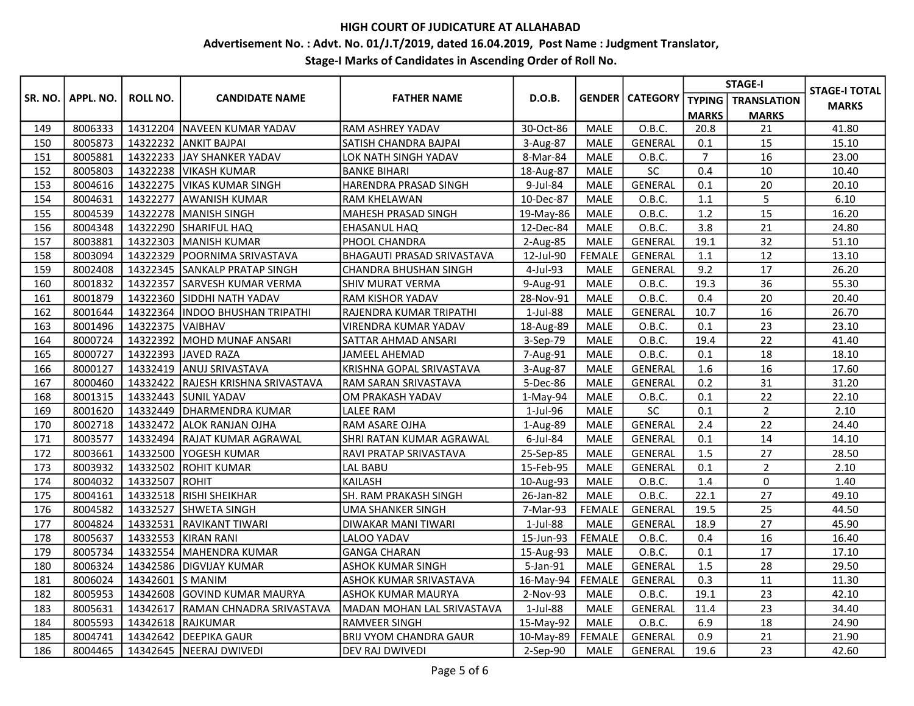## HIGH COURT OF JUDICATURE AT ALLAHABAD

### Advertisement No. : Advt. No. 01/J.T/2019, dated 16.04.2019, Post Name : Judgment Translator,

### Stage-I Marks of Candidates in Ascending Order of Roll No.

| SR. NO. | APPL. NO. | ROLL NO. | CANDIDATE NAME | FATHER NAME | D.O.B. | GENDER | CATEGORY | STAGE-I | | STAGE-I TOTAL MARKS |
|---|---|---|---|---|---|---|---|---|---|---|
| | | | | | | | | TYPING MARKS | TRANSLATION MARKS | |
| 149 | 8006333 | 14312204 | NAVEEN KUMAR YADAV | RAM ASHREY YADAV | 30-Oct-86 | MALE | O.B.C. | 20.8 | 21 | 41.80 |
| 150 | 8005873 | 14322232 | ANKIT BAJPAI | SATISH CHANDRA BAJPAI | 3-Aug-87 | MALE | GENERAL | 0.1 | 15 | 15.10 |
| 151 | 8005881 | 14322233 | JAY SHANKER YADAV | LOK NATH SINGH YADAV | 8-Mar-84 | MALE | O.B.C. | 7 | 16 | 23.00 |
| 152 | 8005803 | 14322238 | VIKASH KUMAR | BANKE BIHARI | 18-Aug-87 | MALE | SC | 0.4 | 10 | 10.40 |
| 153 | 8004616 | 14322275 | VIKAS KUMAR SINGH | HARENDRA PRASAD SINGH | 9-Jul-84 | MALE | GENERAL | 0.1 | 20 | 20.10 |
| 154 | 8004631 | 14322277 | AWANISH KUMAR | RAM KHELAWAN | 10-Dec-87 | MALE | O.B.C. | 1.1 | 5 | 6.10 |
| 155 | 8004539 | 14322278 | MANISH SINGH | MAHESH PRASAD SINGH | 19-May-86 | MALE | O.B.C. | 1.2 | 15 | 16.20 |
| 156 | 8004348 | 14322290 | SHARIFUL HAQ | EHASANUL HAQ | 12-Dec-84 | MALE | O.B.C. | 3.8 | 21 | 24.80 |
| 157 | 8003881 | 14322303 | MANISH KUMAR | PHOOL CHANDRA | 2-Aug-85 | MALE | GENERAL | 19.1 | 32 | 51.10 |
| 158 | 8003094 | 14322329 | POORNIMA SRIVASTAVA | BHAGAUTI PRASAD SRIVASTAVA | 12-Jul-90 | FEMALE | GENERAL | 1.1 | 12 | 13.10 |
| 159 | 8002408 | 14322345 | SANKALP PRATAP SINGH | CHANDRA BHUSHAN SINGH | 4-Jul-93 | MALE | GENERAL | 9.2 | 17 | 26.20 |
| 160 | 8001832 | 14322357 | SARVESH KUMAR VERMA | SHIV MURAT VERMA | 9-Aug-91 | MALE | O.B.C. | 19.3 | 36 | 55.30 |
| 161 | 8001879 | 14322360 | SIDDHI NATH YADAV | RAM KISHOR YADAV | 28-Nov-91 | MALE | O.B.C. | 0.4 | 20 | 20.40 |
| 162 | 8001644 | 14322364 | INDOO BHUSHAN TRIPATHI | RAJENDRA KUMAR TRIPATHI | 1-Jul-88 | MALE | GENERAL | 10.7 | 16 | 26.70 |
| 163 | 8001496 | 14322375 | VAIBHAV | VIRENDRA KUMAR YADAV | 18-Aug-89 | MALE | O.B.C. | 0.1 | 23 | 23.10 |
| 164 | 8000724 | 14322392 | MOHD MUNAF ANSARI | SATTAR AHMAD ANSARI | 3-Sep-79 | MALE | O.B.C. | 19.4 | 22 | 41.40 |
| 165 | 8000727 | 14322393 | JAVED RAZA | JAMEEL AHEMAD | 7-Aug-91 | MALE | O.B.C. | 0.1 | 18 | 18.10 |
| 166 | 8000127 | 14332419 | ANUJ SRIVASTAVA | KRISHNA GOPAL SRIVASTAVA | 3-Aug-87 | MALE | GENERAL | 1.6 | 16 | 17.60 |
| 167 | 8000460 | 14332422 | RAJESH KRISHNA SRIVASTAVA | RAM SARAN SRIVASTAVA | 5-Dec-86 | MALE | GENERAL | 0.2 | 31 | 31.20 |
| 168 | 8001315 | 14332443 | SUNIL YADAV | OM PRAKASH YADAV | 1-May-94 | MALE | O.B.C. | 0.1 | 22 | 22.10 |
| 169 | 8001620 | 14332449 | DHARMENDRA KUMAR | LALEE RAM | 1-Jul-96 | MALE | SC | 0.1 | 2 | 2.10 |
| 170 | 8002718 | 14332472 | ALOK RANJAN OJHA | RAM ASARE OJHA | 1-Aug-89 | MALE | GENERAL | 2.4 | 22 | 24.40 |
| 171 | 8003577 | 14332494 | RAJAT KUMAR AGRAWAL | SHRI RATAN KUMAR AGRAWAL | 6-Jul-84 | MALE | GENERAL | 0.1 | 14 | 14.10 |
| 172 | 8003661 | 14332500 | YOGESH KUMAR | RAVI PRATAP SRIVASTAVA | 25-Sep-85 | MALE | GENERAL | 1.5 | 27 | 28.50 |
| 173 | 8003932 | 14332502 | ROHIT KUMAR | LAL BABU | 15-Feb-95 | MALE | GENERAL | 0.1 | 2 | 2.10 |
| 174 | 8004032 | 14332507 | ROHIT | KAILASH | 10-Aug-93 | MALE | O.B.C. | 1.4 | 0 | 1.40 |
| 175 | 8004161 | 14332518 | RISHI SHEIKHAR | SH. RAM PRAKASH SINGH | 26-Jan-82 | MALE | O.B.C. | 22.1 | 27 | 49.10 |
| 176 | 8004582 | 14332527 | SHWETA SINGH | UMA SHANKER SINGH | 7-Mar-93 | FEMALE | GENERAL | 19.5 | 25 | 44.50 |
| 177 | 8004824 | 14332531 | RAVIKANT TIWARI | DIWAKAR MANI TIWARI | 1-Jul-88 | MALE | GENERAL | 18.9 | 27 | 45.90 |
| 178 | 8005637 | 14332553 | KIRAN RANI | LALOO YADAV | 15-Jun-93 | FEMALE | O.B.C. | 0.4 | 16 | 16.40 |
| 179 | 8005734 | 14332554 | MAHENDRA KUMAR | GANGA CHARAN | 15-Aug-93 | MALE | O.B.C. | 0.1 | 17 | 17.10 |
| 180 | 8006324 | 14342586 | DIGVIJAY KUMAR | ASHOK KUMAR SINGH | 5-Jan-91 | MALE | GENERAL | 1.5 | 28 | 29.50 |
| 181 | 8006024 | 14342601 | S MANIM | ASHOK KUMAR SRIVASTAVA | 16-May-94 | FEMALE | GENERAL | 0.3 | 11 | 11.30 |
| 182 | 8005953 | 14342608 | GOVIND KUMAR MAURYA | ASHOK KUMAR MAURYA | 2-Nov-93 | MALE | O.B.C. | 19.1 | 23 | 42.10 |
| 183 | 8005631 | 14342617 | RAMAN CHNADRA SRIVASTAVA | MADAN MOHAN LAL SRIVASTAVA | 1-Jul-88 | MALE | GENERAL | 11.4 | 23 | 34.40 |
| 184 | 8005593 | 14342618 | RAJKUMAR | RAMVEER SINGH | 15-May-92 | MALE | O.B.C. | 6.9 | 18 | 24.90 |
| 185 | 8004741 | 14342642 | DEEPIKA GAUR | BRIJ VYOM CHANDRA GAUR | 10-May-89 | FEMALE | GENERAL | 0.9 | 21 | 21.90 |
| 186 | 8004465 | 14342645 | NEERAJ DWIVEDI | DEV RAJ DWIVEDI | 2-Sep-90 | MALE | GENERAL | 19.6 | 23 | 42.60 |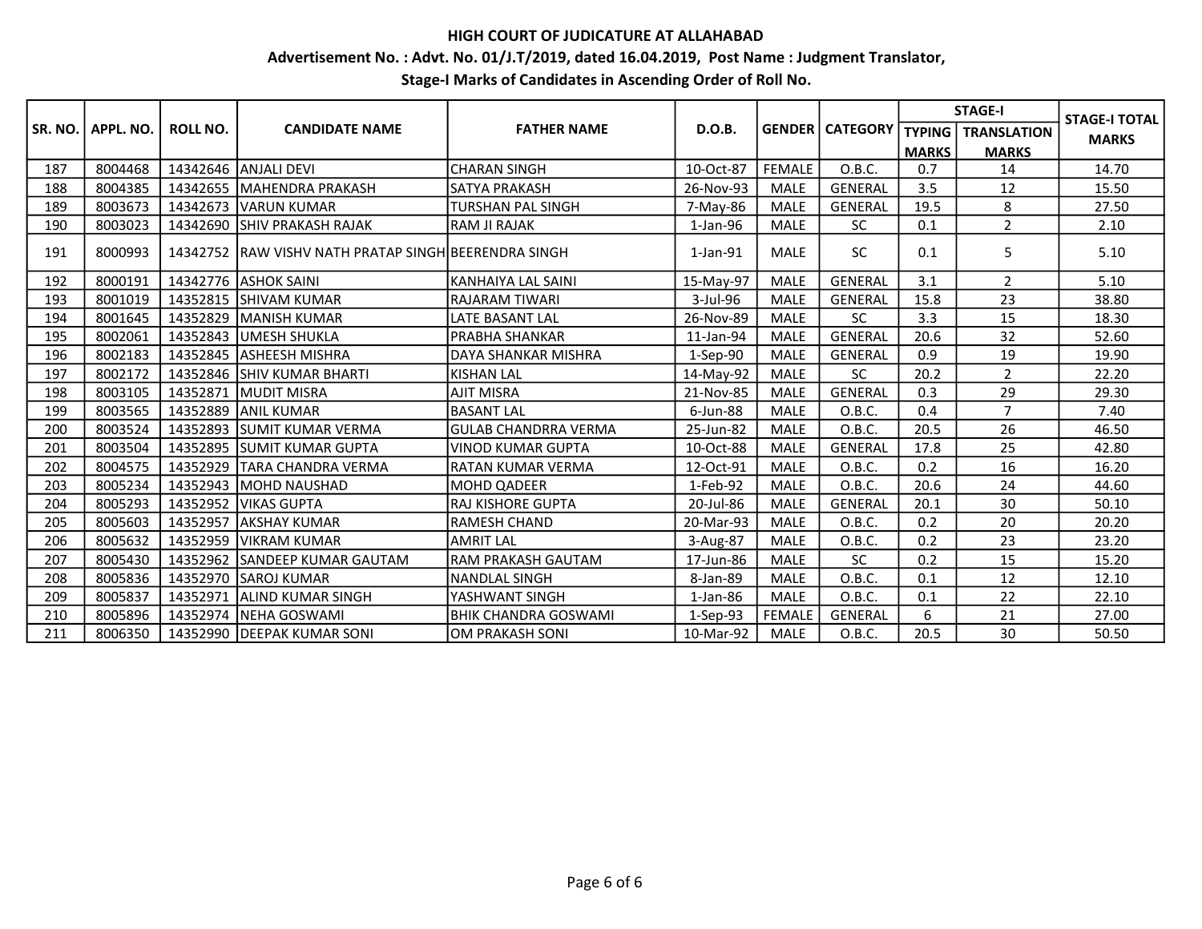**HIGH COURT OF JUDICATURE AT ALLAHABAD**

**Advertisement No. : Advt. No. 01/J.T/2019, dated 16.04.2019, Post Name : Judgment Translator,**

**Stage-I Marks of Candidates in Ascending Order of Roll No.**

| SR. NO. | APPL. NO. | ROLL NO. | CANDIDATE NAME | FATHER NAME | D.O.B. | GENDER | CATEGORY | STAGE-I | | STAGE-I TOTAL MARKS |
|---|---|---|---|---|---|---|---|---|---|---|
| | | | | | | | | TYPING MARKS | TRANSLATION MARKS | |
| 187 | 8004468 | 14342646 | ANJALI DEVI | CHARAN SINGH | 10-Oct-87 | FEMALE | O.B.C. | 0.7 | 14 | 14.70 |
| 188 | 8004385 | 14342655 | MAHENDRA PRAKASH | SATYA PRAKASH | 26-Nov-93 | MALE | GENERAL | 3.5 | 12 | 15.50 |
| 189 | 8003673 | 14342673 | VARUN KUMAR | TURSHAN PAL SINGH | 7-May-86 | MALE | GENERAL | 19.5 | 8 | 27.50 |
| 190 | 8003023 | 14342690 | SHIV PRAKASH RAJAK | RAM JI RAJAK | 1-Jan-96 | MALE | SC | 0.1 | 2 | 2.10 |
| 191 | 8000993 | 14342752 | RAW VISHV NATH PRATAP SINGH | BEERENDRA SINGH | 1-Jan-91 | MALE | SC | 0.1 | 5 | 5.10 |
| 192 | 8000191 | 14342776 | ASHOK SAINI | KANHAIYA LAL SAINI | 15-May-97 | MALE | GENERAL | 3.1 | 2 | 5.10 |
| 193 | 8001019 | 14352815 | SHIVAM KUMAR | RAJARAM TIWARI | 3-Jul-96 | MALE | GENERAL | 15.8 | 23 | 38.80 |
| 194 | 8001645 | 14352829 | MANISH KUMAR | LATE BASANT LAL | 26-Nov-89 | MALE | SC | 3.3 | 15 | 18.30 |
| 195 | 8002061 | 14352843 | UMESH SHUKLA | PRABHA SHANKAR | 11-Jan-94 | MALE | GENERAL | 20.6 | 32 | 52.60 |
| 196 | 8002183 | 14352845 | ASHEESH MISHRA | DAYA SHANKAR MISHRA | 1-Sep-90 | MALE | GENERAL | 0.9 | 19 | 19.90 |
| 197 | 8002172 | 14352846 | SHIV KUMAR BHARTI | KISHAN LAL | 14-May-92 | MALE | SC | 20.2 | 2 | 22.20 |
| 198 | 8003105 | 14352871 | MUDIT MISRA | AJIT MISRA | 21-Nov-85 | MALE | GENERAL | 0.3 | 29 | 29.30 |
| 199 | 8003565 | 14352889 | ANIL KUMAR | BASANT LAL | 6-Jun-88 | MALE | O.B.C. | 0.4 | 7 | 7.40 |
| 200 | 8003524 | 14352893 | SUMIT KUMAR VERMA | GULAB CHANDRRA VERMA | 25-Jun-82 | MALE | O.B.C. | 20.5 | 26 | 46.50 |
| 201 | 8003504 | 14352895 | SUMIT KUMAR GUPTA | VINOD KUMAR GUPTA | 10-Oct-88 | MALE | GENERAL | 17.8 | 25 | 42.80 |
| 202 | 8004575 | 14352929 | TARA CHANDRA VERMA | RATAN KUMAR VERMA | 12-Oct-91 | MALE | O.B.C. | 0.2 | 16 | 16.20 |
| 203 | 8005234 | 14352943 | MOHD NAUSHAD | MOHD QADEER | 1-Feb-92 | MALE | O.B.C. | 20.6 | 24 | 44.60 |
| 204 | 8005293 | 14352952 | VIKAS GUPTA | RAJ KISHORE GUPTA | 20-Jul-86 | MALE | GENERAL | 20.1 | 30 | 50.10 |
| 205 | 8005603 | 14352957 | AKSHAY KUMAR | RAMESH CHAND | 20-Mar-93 | MALE | O.B.C. | 0.2 | 20 | 20.20 |
| 206 | 8005632 | 14352959 | VIKRAM KUMAR | AMRIT LAL | 3-Aug-87 | MALE | O.B.C. | 0.2 | 23 | 23.20 |
| 207 | 8005430 | 14352962 | SANDEEP KUMAR GAUTAM | RAM PRAKASH GAUTAM | 17-Jun-86 | MALE | SC | 0.2 | 15 | 15.20 |
| 208 | 8005836 | 14352970 | SAROJ KUMAR | NANDLAL SINGH | 8-Jan-89 | MALE | O.B.C. | 0.1 | 12 | 12.10 |
| 209 | 8005837 | 14352971 | ALIND KUMAR SINGH | YASHWANT SINGH | 1-Jan-86 | MALE | O.B.C. | 0.1 | 22 | 22.10 |
| 210 | 8005896 | 14352974 | NEHA GOSWAMI | BHIK CHANDRA GOSWAMI | 1-Sep-93 | FEMALE | GENERAL | 6 | 21 | 27.00 |
| 211 | 8006350 | 14352990 | DEEPAK KUMAR SONI | OM PRAKASH SONI | 10-Mar-92 | MALE | O.B.C. | 20.5 | 30 | 50.50 |